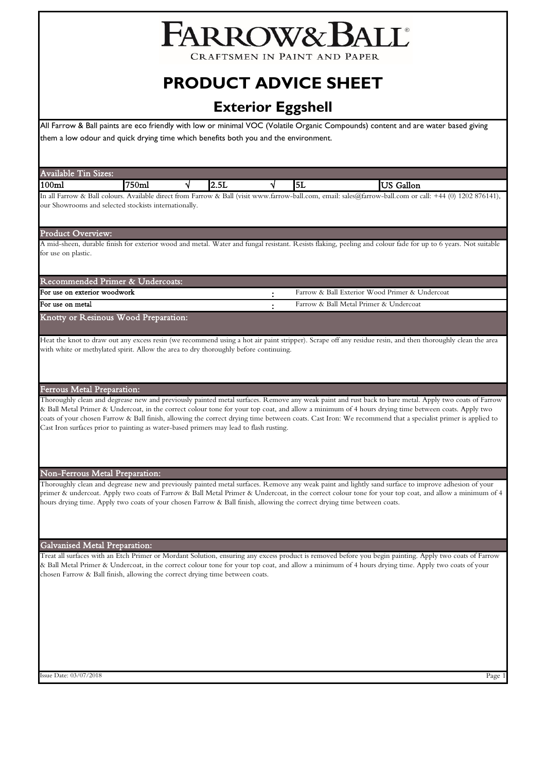# FARROW&BALL

CRAFTSMEN IN PAINT AND PAPER

# PRODUCT ADVICE SHEET

## Exterior Eggshell

All Farrow & Ball paints are eco friendly with low or minimal VOC (Volatile Organic Compounds) content and are water based giving them a low odour and quick drying time which benefits both you and the environment.

### Available Tin Sizes:

| 100ml | 750ml | √ | 2.5L | √ | 5L | US Gallon |
|---|---|---|---|---|---|---|

In all Farrow & Ball colours. Available direct from Farrow & Ball (visit www.farrow-ball.com, email: sales@farrow-ball.com or call: +44 (0) 1202 876141), our Showrooms and selected stockists internationally.

### Product Overview:

A mid-sheen, durable finish for exterior wood and metal. Water and fungal resistant. Resists flaking, peeling and colour fade for up to 6 years. Not suitable for use on plastic.

### Recommended Primer & Undercoats:

| | | |
|---|---|---|
| For use on exterior woodwork | : | Farrow & Ball Exterior Wood Primer & Undercoat |
| For use on metal | : | Farrow & Ball Metal Primer & Undercoat |

### Knotty or Resinous Wood Preparation:

Heat the knot to draw out any excess resin (we recommend using a hot air paint stripper). Scrape off any residue resin, and then thoroughly clean the area with white or methylated spirit. Allow the area to dry thoroughly before continuing.

### Ferrous Metal Preparation:

Thoroughly clean and degrease new and previously painted metal surfaces. Remove any weak paint and rust back to bare metal. Apply two coats of Farrow & Ball Metal Primer & Undercoat, in the correct colour tone for your top coat, and allow a minimum of 4 hours drying time between coats. Apply two coats of your chosen Farrow & Ball finish, allowing the correct drying time between coats. Cast Iron: We recommend that a specialist primer is applied to Cast Iron surfaces prior to painting as water-based primers may lead to flash rusting.

### Non-Ferrous Metal Preparation:

Thoroughly clean and degrease new and previously painted metal surfaces. Remove any weak paint and lightly sand surface to improve adhesion of your primer & undercoat. Apply two coats of Farrow & Ball Metal Primer & Undercoat, in the correct colour tone for your top coat, and allow a minimum of 4 hours drying time. Apply two coats of your chosen Farrow & Ball finish, allowing the correct drying time between coats.

### Galvanised Metal Preparation:

Treat all surfaces with an Etch Primer or Mordant Solution, ensuring any excess product is removed before you begin painting. Apply two coats of Farrow & Ball Metal Primer & Undercoat, in the correct colour tone for your top coat, and allow a minimum of 4 hours drying time. Apply two coats of your chosen Farrow & Ball finish, allowing the correct drying time between coats.

Issue Date: 03/07/2018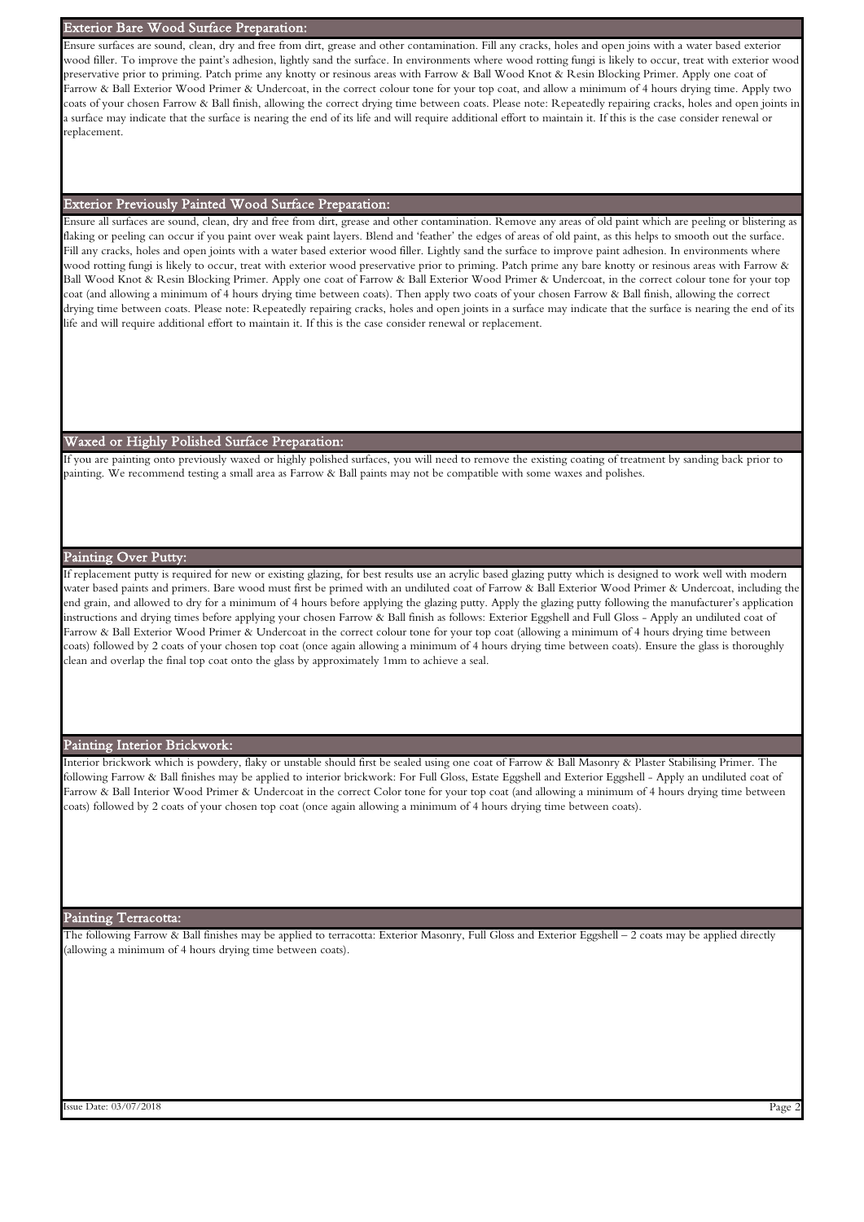## Exterior Bare Wood Surface Preparation:

Ensure surfaces are sound, clean, dry and free from dirt, grease and other contamination. Fill any cracks, holes and open joins with a water based exterior wood filler. To improve the paint's adhesion, lightly sand the surface. In environments where wood rotting fungi is likely to occur, treat with exterior wood preservative prior to priming. Patch prime any knotty or resinous areas with Farrow & Ball Wood Knot & Resin Blocking Primer. Apply one coat of Farrow & Ball Exterior Wood Primer & Undercoat, in the correct colour tone for your top coat, and allow a minimum of 4 hours drying time. Apply two coats of your chosen Farrow & Ball finish, allowing the correct drying time between coats. Please note: Repeatedly repairing cracks, holes and open joints in a surface may indicate that the surface is nearing the end of its life and will require additional effort to maintain it. If this is the case consider renewal or replacement.

## Exterior Previously Painted Wood Surface Preparation:

Ensure all surfaces are sound, clean, dry and free from dirt, grease and other contamination. Remove any areas of old paint which are peeling or blistering as flaking or peeling can occur if you paint over weak paint layers. Blend and 'feather' the edges of areas of old paint, as this helps to smooth out the surface. Fill any cracks, holes and open joints with a water based exterior wood filler. Lightly sand the surface to improve paint adhesion. In environments where wood rotting fungi is likely to occur, treat with exterior wood preservative prior to priming. Patch prime any bare knotty or resinous areas with Farrow & Ball Wood Knot & Resin Blocking Primer. Apply one coat of Farrow & Ball Exterior Wood Primer & Undercoat, in the correct colour tone for your top coat (and allowing a minimum of 4 hours drying time between coats). Then apply two coats of your chosen Farrow & Ball finish, allowing the correct drying time between coats. Please note: Repeatedly repairing cracks, holes and open joints in a surface may indicate that the surface is nearing the end of its life and will require additional effort to maintain it. If this is the case consider renewal or replacement.

## Waxed or Highly Polished Surface Preparation:

If you are painting onto previously waxed or highly polished surfaces, you will need to remove the existing coating of treatment by sanding back prior to painting. We recommend testing a small area as Farrow & Ball paints may not be compatible with some waxes and polishes.

## Painting Over Putty:

If replacement putty is required for new or existing glazing, for best results use an acrylic based glazing putty which is designed to work well with modern water based paints and primers. Bare wood must first be primed with an undiluted coat of Farrow & Ball Exterior Wood Primer & Undercoat, including the end grain, and allowed to dry for a minimum of 4 hours before applying the glazing putty. Apply the glazing putty following the manufacturer's application instructions and drying times before applying your chosen Farrow & Ball finish as follows: Exterior Eggshell and Full Gloss - Apply an undiluted coat of Farrow & Ball Exterior Wood Primer & Undercoat in the correct colour tone for your top coat (allowing a minimum of 4 hours drying time between coats) followed by 2 coats of your chosen top coat (once again allowing a minimum of 4 hours drying time between coats). Ensure the glass is thoroughly clean and overlap the final top coat onto the glass by approximately 1mm to achieve a seal.

## Painting Interior Brickwork:

Interior brickwork which is powdery, flaky or unstable should first be sealed using one coat of Farrow & Ball Masonry & Plaster Stabilising Primer. The following Farrow & Ball finishes may be applied to interior brickwork: For Full Gloss, Estate Eggshell and Exterior Eggshell - Apply an undiluted coat of Farrow & Ball Interior Wood Primer & Undercoat in the correct Color tone for your top coat (and allowing a minimum of 4 hours drying time between coats) followed by 2 coats of your chosen top coat (once again allowing a minimum of 4 hours drying time between coats).

## Painting Terracotta:

The following Farrow & Ball finishes may be applied to terracotta: Exterior Masonry, Full Gloss and Exterior Eggshell – 2 coats may be applied directly (allowing a minimum of 4 hours drying time between coats).

Issue Date: 03/07/2018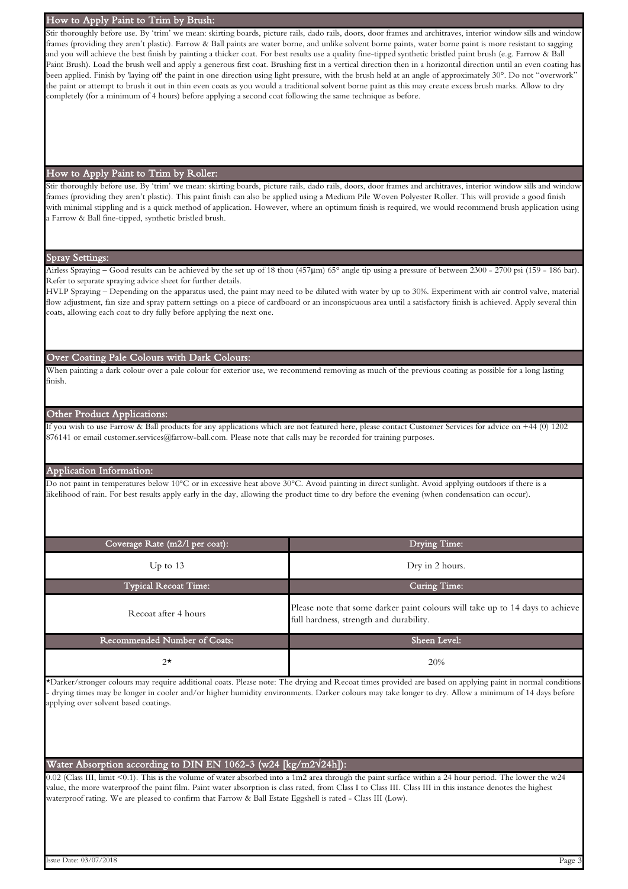## How to Apply Paint to Trim by Brush:

Stir thoroughly before use. By 'trim' we mean: skirting boards, picture rails, dado rails, doors, door frames and architraves, interior window sills and window frames (providing they aren't plastic). Farrow & Ball paints are water borne, and unlike solvent borne paints, water borne paint is more resistant to sagging and you will achieve the best finish by painting a thicker coat. For best results use a quality fine-tipped synthetic bristled paint brush (e.g. Farrow & Ball Paint Brush). Load the brush well and apply a generous first coat. Brushing first in a vertical direction then in a horizontal direction until an even coating has been applied. Finish by 'laying off' the paint in one direction using light pressure, with the brush held at an angle of approximately 30°. Do not "overwork" the paint or attempt to brush it out in thin even coats as you would a traditional solvent borne paint as this may create excess brush marks. Allow to dry completely (for a minimum of 4 hours) before applying a second coat following the same technique as before.

## How to Apply Paint to Trim by Roller:

Stir thoroughly before use. By 'trim' we mean: skirting boards, picture rails, dado rails, doors, door frames and architraves, interior window sills and window frames (providing they aren't plastic). This paint finish can also be applied using a Medium Pile Woven Polyester Roller. This will provide a good finish with minimal stippling and is a quick method of application. However, where an optimum finish is required, we would recommend brush application using a Farrow & Ball fine-tipped, synthetic bristled brush.

## Spray Settings:

Airless Spraying – Good results can be achieved by the set up of 18 thou (457µm) 65° angle tip using a pressure of between 2300 - 2700 psi (159 - 186 bar). Refer to separate spraying advice sheet for further details.

HVLP Spraying – Depending on the apparatus used, the paint may need to be diluted with water by up to 30%. Experiment with air control valve, material flow adjustment, fan size and spray pattern settings on a piece of cardboard or an inconspicuous area until a satisfactory finish is achieved. Apply several thin coats, allowing each coat to dry fully before applying the next one.

## Over Coating Pale Colours with Dark Colours:

When painting a dark colour over a pale colour for exterior use, we recommend removing as much of the previous coating as possible for a long lasting finish.

## Other Product Applications:

If you wish to use Farrow & Ball products for any applications which are not featured here, please contact Customer Services for advice on +44 (0) 1202 876141 or email customer.services@farrow-ball.com. Please note that calls may be recorded for training purposes.

## Application Information:

Do not paint in temperatures below 10°C or in excessive heat above 30°C. Avoid painting in direct sunlight. Avoid applying outdoors if there is a likelihood of rain. For best results apply early in the day, allowing the product time to dry before the evening (when condensation can occur).

| Coverage Rate (m2/l per coat): | Drying Time: |
| --- | --- |
| Up to 13 | Dry in 2 hours. |
| **Typical Recoat Time:** | **Curing Time:** |
| Recoat after 4 hours | Please note that some darker paint colours will take up to 14 days to achieve full hardness, strength and durability. |
| **Recommended Number of Coats:** | **Sheen Level:** |
| 2* | 20% |

*Darker/stronger colours may require additional coats. Please note: The drying and Recoat times provided are based on applying paint in normal conditions - drying times may be longer in cooler and/or higher humidity environments. Darker colours may take longer to dry. Allow a minimum of 14 days before applying over solvent based coatings.

## Water Absorption according to DIN EN 1062-3 (w24 [kg/m2√24h]):

0.02 (Class III, limit <0.1). This is the volume of water absorbed into a 1m2 area through the paint surface within a 24 hour period. The lower the w24 value, the more waterproof the paint film. Paint water absorption is class rated, from Class I to Class III. Class III in this instance denotes the highest waterproof rating. We are pleased to confirm that Farrow & Ball Estate Eggshell is rated - Class III (Low).

Issue Date: 03/07/2018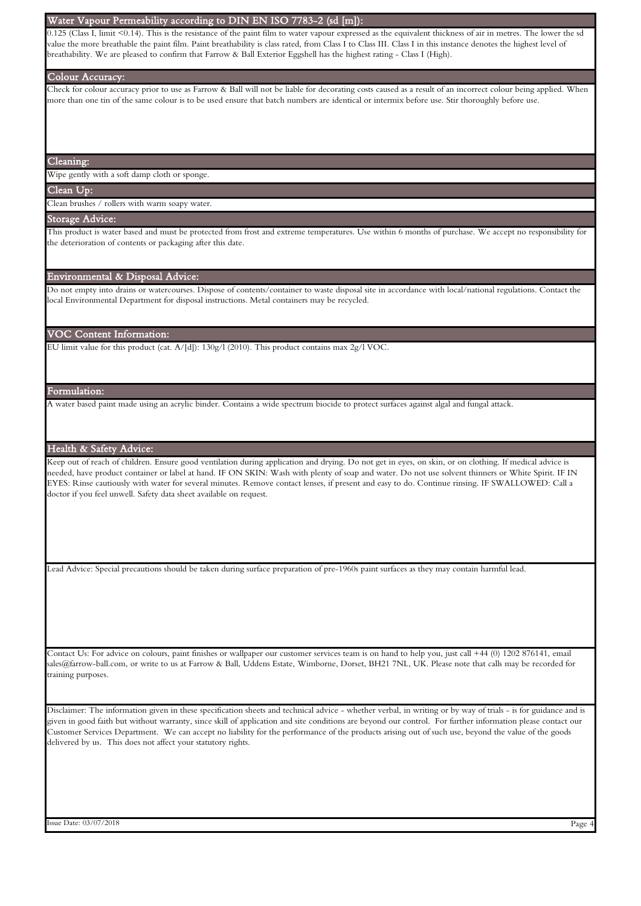## Water Vapour Permeability according to DIN EN ISO 7783-2 (sd [m]):

0.125 (Class I, limit <0.14). This is the resistance of the paint film to water vapour expressed as the equivalent thickness of air in metres. The lower the sd value the more breathable the paint film. Paint breathability is class rated, from Class I to Class III. Class I in this instance denotes the highest level of breathability. We are pleased to confirm that Farrow & Ball Exterior Eggshell has the highest rating - Class I (High).

## Colour Accuracy:

Check for colour accuracy prior to use as Farrow & Ball will not be liable for decorating costs caused as a result of an incorrect colour being applied. When more than one tin of the same colour is to be used ensure that batch numbers are identical or intermix before use. Stir thoroughly before use.

## Cleaning:

Wipe gently with a soft damp cloth or sponge.

## Clean Up:

Clean brushes / rollers with warm soapy water.

## Storage Advice:

This product is water based and must be protected from frost and extreme temperatures. Use within 6 months of purchase. We accept no responsibility for the deterioration of contents or packaging after this date.

## Environmental & Disposal Advice:

Do not empty into drains or watercourses. Dispose of contents/container to waste disposal site in accordance with local/national regulations. Contact the local Environmental Department for disposal instructions. Metal containers may be recycled.

## VOC Content Information:

EU limit value for this product (cat. A/[d]): 130g/l (2010). This product contains max 2g/l VOC.

## Formulation:

A water based paint made using an acrylic binder. Contains a wide spectrum biocide to protect surfaces against algal and fungal attack.

## Health & Safety Advice:

Keep out of reach of children. Ensure good ventilation during application and drying. Do not get in eyes, on skin, or on clothing. If medical advice is needed, have product container or label at hand. IF ON SKIN: Wash with plenty of soap and water. Do not use solvent thinners or White Spirit. IF IN EYES: Rinse cautiously with water for several minutes. Remove contact lenses, if present and easy to do. Continue rinsing. IF SWALLOWED: Call a doctor if you feel unwell. Safety data sheet available on request.

Lead Advice: Special precautions should be taken during surface preparation of pre-1960s paint surfaces as they may contain harmful lead.

Contact Us: For advice on colours, paint finishes or wallpaper our customer services team is on hand to help you, just call +44 (0) 1202 876141, email sales@farrow-ball.com, or write to us at Farrow & Ball, Uddens Estate, Wimborne, Dorset, BH21 7NL, UK. Please note that calls may be recorded for training purposes.

Disclaimer: The information given in these specification sheets and technical advice - whether verbal, in writing or by way of trials - is for guidance and is given in good faith but without warranty, since skill of application and site conditions are beyond our control. For further information please contact our Customer Services Department. We can accept no liability for the performance of the products arising out of such use, beyond the value of the goods delivered by us. This does not affect your statutory rights.

Issue Date: 03/07/2018